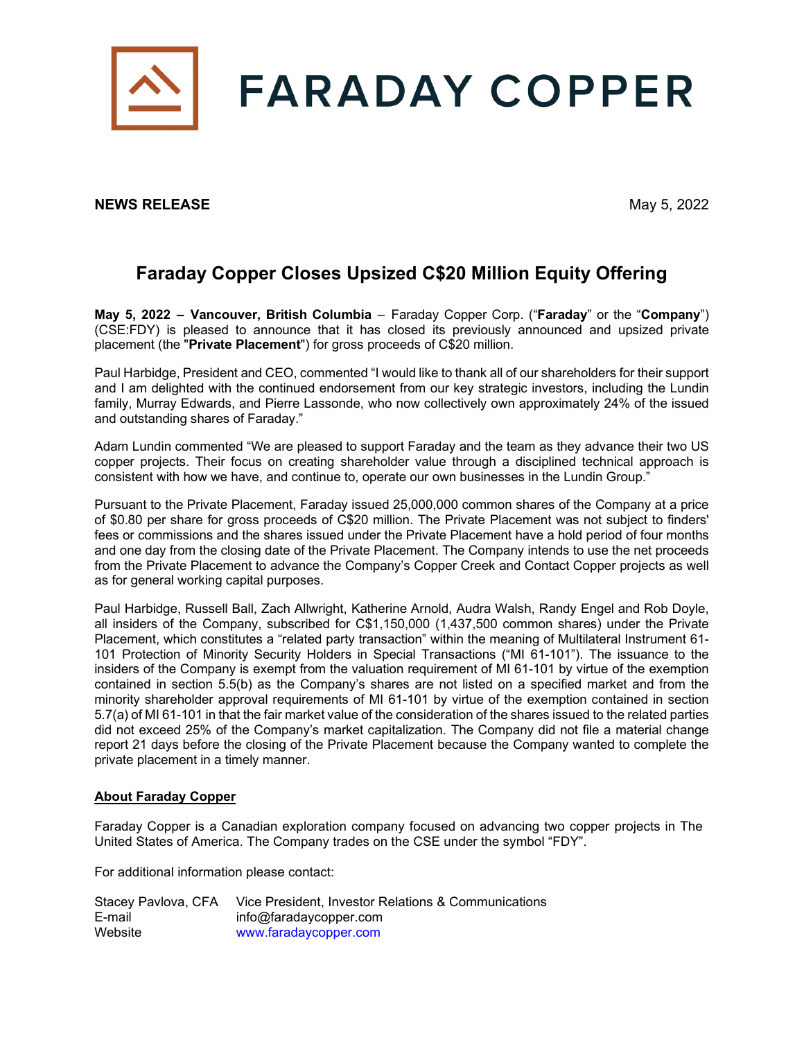FARADAY COPPER

**NEWS RELEASE** May 5, 2022

# Faraday Copper Closes Upsized C$20 Million Equity Offering

**May 5, 2022 – Vancouver, British Columbia** – Faraday Copper Corp. ("**Faraday**" or the "**Company**") (CSE:FDY) is pleased to announce that it has closed its previously announced and upsized private placement (the "**Private Placement**") for gross proceeds of C$20 million.

Paul Harbidge, President and CEO, commented "I would like to thank all of our shareholders for their support and I am delighted with the continued endorsement from our key strategic investors, including the Lundin family, Murray Edwards, and Pierre Lassonde, who now collectively own approximately 24% of the issued and outstanding shares of Faraday."

Adam Lundin commented "We are pleased to support Faraday and the team as they advance their two US copper projects. Their focus on creating shareholder value through a disciplined technical approach is consistent with how we have, and continue to, operate our own businesses in the Lundin Group."

Pursuant to the Private Placement, Faraday issued 25,000,000 common shares of the Company at a price of $0.80 per share for gross proceeds of C$20 million. The Private Placement was not subject to finders' fees or commissions and the shares issued under the Private Placement have a hold period of four months and one day from the closing date of the Private Placement. The Company intends to use the net proceeds from the Private Placement to advance the Company's Copper Creek and Contact Copper projects as well as for general working capital purposes.

Paul Harbidge, Russell Ball, Zach Allwright, Katherine Arnold, Audra Walsh, Randy Engel and Rob Doyle, all insiders of the Company, subscribed for C$1,150,000 (1,437,500 common shares) under the Private Placement, which constitutes a "related party transaction" within the meaning of Multilateral Instrument 61-101 Protection of Minority Security Holders in Special Transactions ("MI 61-101"). The issuance to the insiders of the Company is exempt from the valuation requirement of MI 61-101 by virtue of the exemption contained in section 5.5(b) as the Company's shares are not listed on a specified market and from the minority shareholder approval requirements of MI 61-101 by virtue of the exemption contained in section 5.7(a) of MI 61-101 in that the fair market value of the consideration of the shares issued to the related parties did not exceed 25% of the Company's market capitalization. The Company did not file a material change report 21 days before the closing of the Private Placement because the Company wanted to complete the private placement in a timely manner.

## About Faraday Copper

Faraday Copper is a Canadian exploration company focused on advancing two copper projects in The United States of America. The Company trades on the CSE under the symbol "FDY".

For additional information please contact:

| | |
|---|---|
| Stacey Pavlova, CFA | Vice President, Investor Relations & Communications |
| E-mail | info@faradaycopper.com |
| Website | www.faradaycopper.com |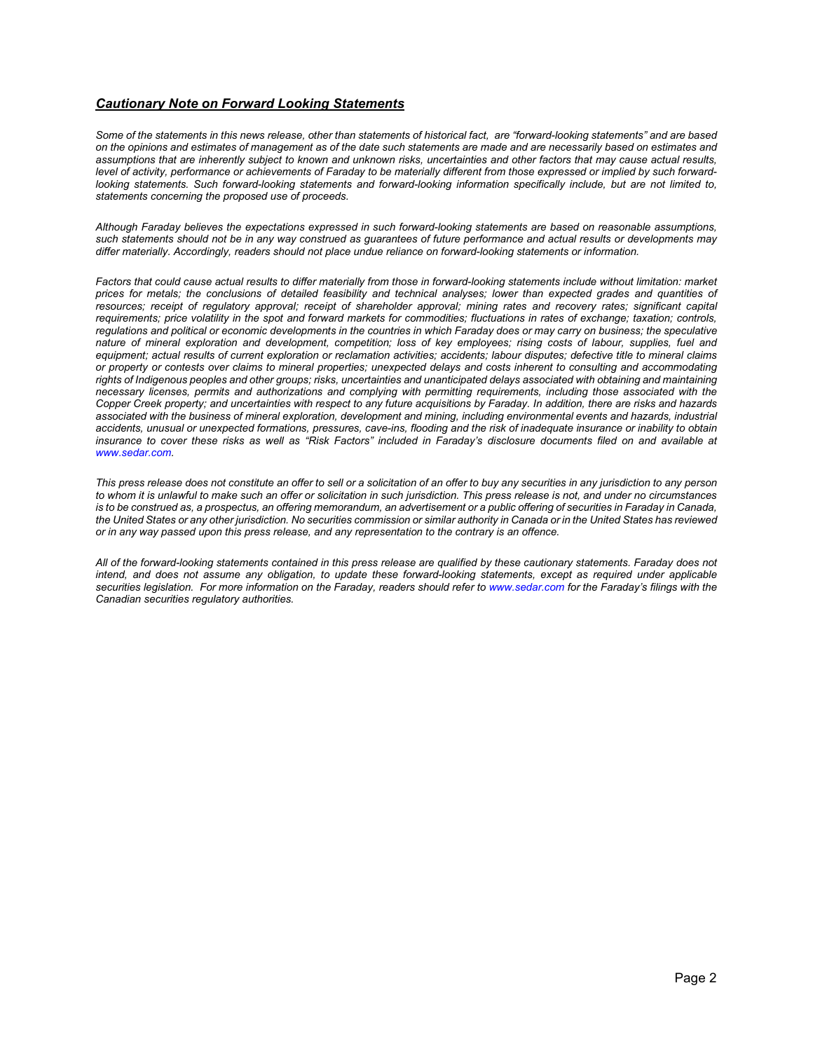## ***Cautionary Note on Forward Looking Statements***

*Some of the statements in this news release, other than statements of historical fact, are "forward-looking statements" and are based on the opinions and estimates of management as of the date such statements are made and are necessarily based on estimates and assumptions that are inherently subject to known and unknown risks, uncertainties and other factors that may cause actual results, level of activity, performance or achievements of Faraday to be materially different from those expressed or implied by such forward-looking statements. Such forward-looking statements and forward-looking information specifically include, but are not limited to, statements concerning the proposed use of proceeds.*

*Although Faraday believes the expectations expressed in such forward-looking statements are based on reasonable assumptions, such statements should not be in any way construed as guarantees of future performance and actual results or developments may differ materially. Accordingly, readers should not place undue reliance on forward-looking statements or information.*

*Factors that could cause actual results to differ materially from those in forward-looking statements include without limitation: market prices for metals; the conclusions of detailed feasibility and technical analyses; lower than expected grades and quantities of resources; receipt of regulatory approval; receipt of shareholder approval; mining rates and recovery rates; significant capital requirements; price volatility in the spot and forward markets for commodities; fluctuations in rates of exchange; taxation; controls, regulations and political or economic developments in the countries in which Faraday does or may carry on business; the speculative nature of mineral exploration and development, competition; loss of key employees; rising costs of labour, supplies, fuel and equipment; actual results of current exploration or reclamation activities; accidents; labour disputes; defective title to mineral claims or property or contests over claims to mineral properties; unexpected delays and costs inherent to consulting and accommodating rights of Indigenous peoples and other groups; risks, uncertainties and unanticipated delays associated with obtaining and maintaining necessary licenses, permits and authorizations and complying with permitting requirements, including those associated with the Copper Creek property; and uncertainties with respect to any future acquisitions by Faraday. In addition, there are risks and hazards associated with the business of mineral exploration, development and mining, including environmental events and hazards, industrial accidents, unusual or unexpected formations, pressures, cave-ins, flooding and the risk of inadequate insurance or inability to obtain insurance to cover these risks as well as "Risk Factors" included in Faraday's disclosure documents filed on and available at www.sedar.com.*

*This press release does not constitute an offer to sell or a solicitation of an offer to buy any securities in any jurisdiction to any person to whom it is unlawful to make such an offer or solicitation in such jurisdiction. This press release is not, and under no circumstances is to be construed as, a prospectus, an offering memorandum, an advertisement or a public offering of securities in Faraday in Canada, the United States or any other jurisdiction. No securities commission or similar authority in Canada or in the United States has reviewed or in any way passed upon this press release, and any representation to the contrary is an offence.*

*All of the forward-looking statements contained in this press release are qualified by these cautionary statements. Faraday does not intend, and does not assume any obligation, to update these forward-looking statements, except as required under applicable securities legislation. For more information on the Faraday, readers should refer to www.sedar.com for the Faraday's filings with the Canadian securities regulatory authorities.*